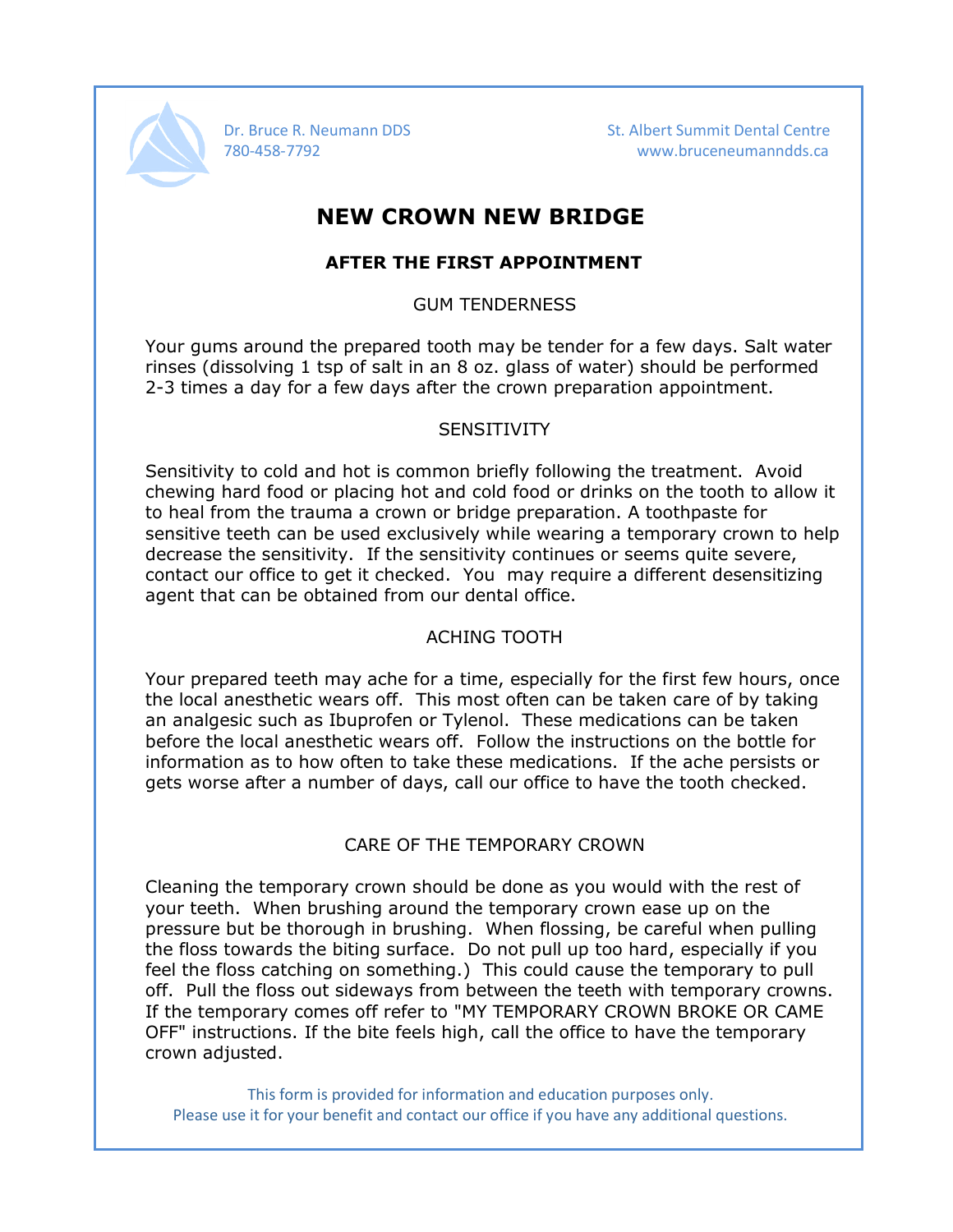Dr. Bruce R. Neumann DDS
780-458-7792

St. Albert Summit Dental Centre
www.bruceneumanndds.ca

# NEW CROWN NEW BRIDGE

## AFTER THE FIRST APPOINTMENT

### GUM TENDERNESS

Your gums around the prepared tooth may be tender for a few days. Salt water rinses (dissolving 1 tsp of salt in an 8 oz. glass of water) should be performed 2-3 times a day for a few days after the crown preparation appointment.

### SENSITIVITY

Sensitivity to cold and hot is common briefly following the treatment. Avoid chewing hard food or placing hot and cold food or drinks on the tooth to allow it to heal from the trauma a crown or bridge preparation. A toothpaste for sensitive teeth can be used exclusively while wearing a temporary crown to help decrease the sensitivity. If the sensitivity continues or seems quite severe, contact our office to get it checked. You may require a different desensitizing agent that can be obtained from our dental office.

### ACHING TOOTH

Your prepared teeth may ache for a time, especially for the first few hours, once the local anesthetic wears off. This most often can be taken care of by taking an analgesic such as Ibuprofen or Tylenol. These medications can be taken before the local anesthetic wears off. Follow the instructions on the bottle for information as to how often to take these medications. If the ache persists or gets worse after a number of days, call our office to have the tooth checked.

### CARE OF THE TEMPORARY CROWN

Cleaning the temporary crown should be done as you would with the rest of your teeth. When brushing around the temporary crown ease up on the pressure but be thorough in brushing. When flossing, be careful when pulling the floss towards the biting surface. Do not pull up too hard, especially if you feel the floss catching on something.) This could cause the temporary to pull off. Pull the floss out sideways from between the teeth with temporary crowns. If the temporary comes off refer to "MY TEMPORARY CROWN BROKE OR CAME OFF" instructions. If the bite feels high, call the office to have the temporary crown adjusted.

This form is provided for information and education purposes only.
Please use it for your benefit and contact our office if you have any additional questions.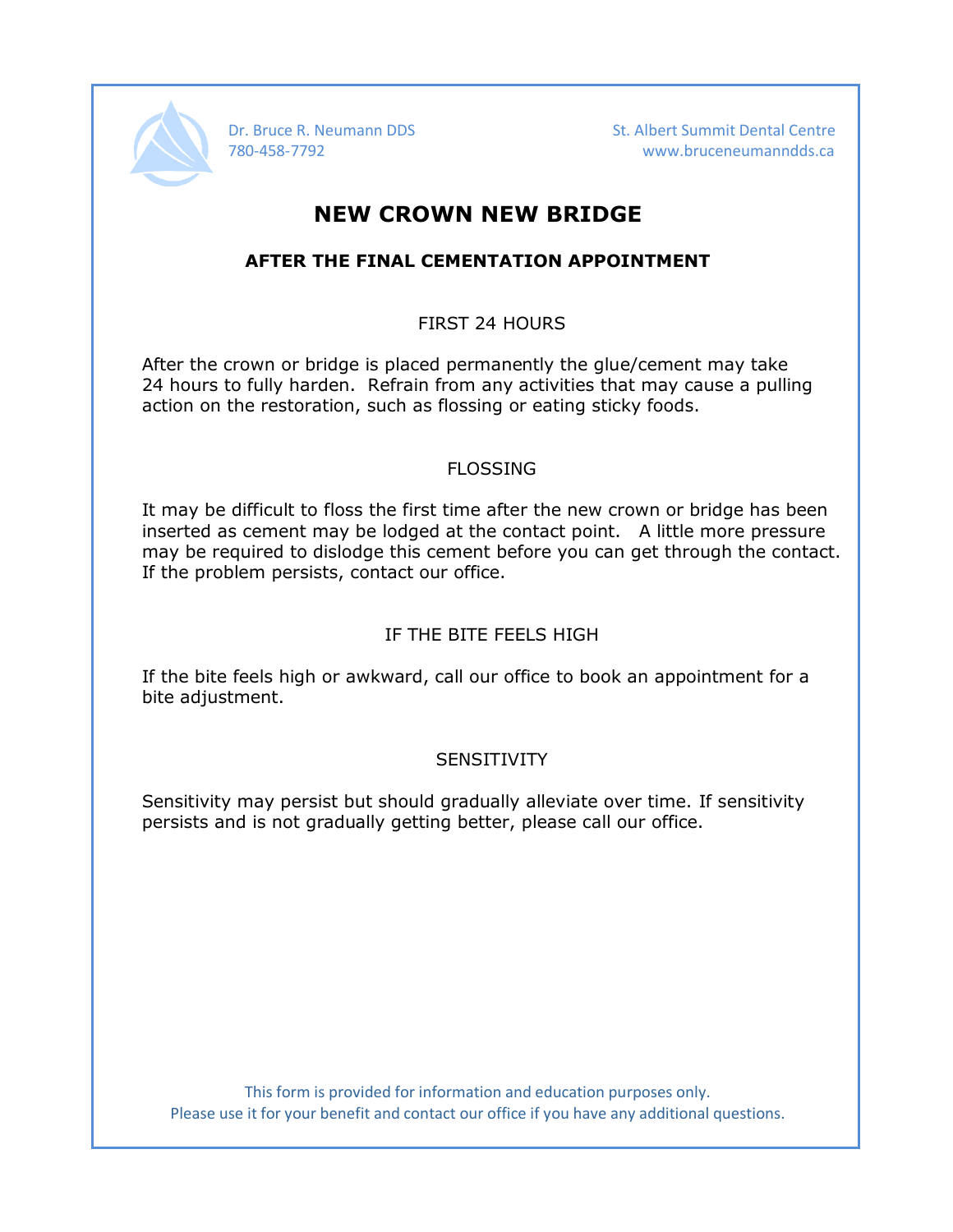Dr. Bruce R. Neumann DDS
780-458-7792

St. Albert Summit Dental Centre
www.bruceneumanndds.ca

# NEW CROWN NEW BRIDGE

## AFTER THE FINAL CEMENTATION APPOINTMENT

### FIRST 24 HOURS

After the crown or bridge is placed permanently the glue/cement may take 24 hours to fully harden. Refrain from any activities that may cause a pulling action on the restoration, such as flossing or eating sticky foods.

### FLOSSING

It may be difficult to floss the first time after the new crown or bridge has been inserted as cement may be lodged at the contact point. A little more pressure may be required to dislodge this cement before you can get through the contact. If the problem persists, contact our office.

### IF THE BITE FEELS HIGH

If the bite feels high or awkward, call our office to book an appointment for a bite adjustment.

### SENSITIVITY

Sensitivity may persist but should gradually alleviate over time. If sensitivity persists and is not gradually getting better, please call our office.

This form is provided for information and education purposes only.
Please use it for your benefit and contact our office if you have any additional questions.